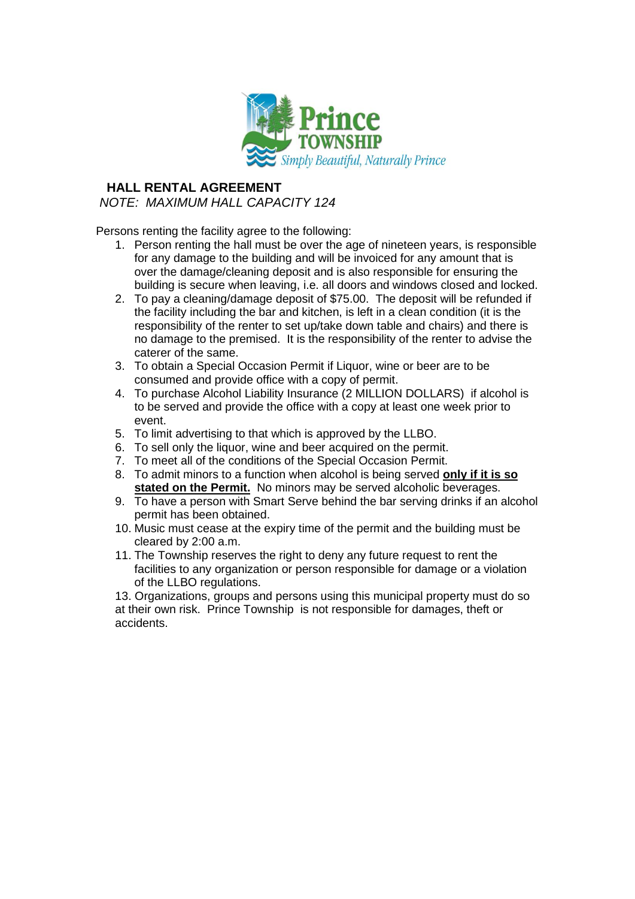## HALL RENTAL AGREEMENT

*NOTE: MAXIMUM HALL CAPACITY 124*

Persons renting the facility agree to the following:

1. Person renting the hall must be over the age of nineteen years, is responsible for any damage to the building and will be invoiced for any amount that is over the damage/cleaning deposit and is also responsible for ensuring the building is secure when leaving, i.e. all doors and windows closed and locked.
2. To pay a cleaning/damage deposit of $75.00. The deposit will be refunded if the facility including the bar and kitchen, is left in a clean condition (it is the responsibility of the renter to set up/take down table and chairs) and there is no damage to the premised. It is the responsibility of the renter to advise the caterer of the same.
3. To obtain a Special Occasion Permit if Liquor, wine or beer are to be consumed and provide office with a copy of permit.
4. To purchase Alcohol Liability Insurance (2 MILLION DOLLARS) if alcohol is to be served and provide the office with a copy at least one week prior to event.
5. To limit advertising to that which is approved by the LLBO.
6. To sell only the liquor, wine and beer acquired on the permit.
7. To meet all of the conditions of the Special Occasion Permit.
8. To admit minors to a function when alcohol is being served **only if it is so stated on the Permit.** No minors may be served alcoholic beverages.
9. To have a person with Smart Serve behind the bar serving drinks if an alcohol permit has been obtained.
10. Music must cease at the expiry time of the permit and the building must be cleared by 2:00 a.m.
11. The Township reserves the right to deny any future request to rent the facilities to any organization or person responsible for damage or a violation of the LLBO regulations.

13. Organizations, groups and persons using this municipal property must do so at their own risk. Prince Township is not responsible for damages, theft or accidents.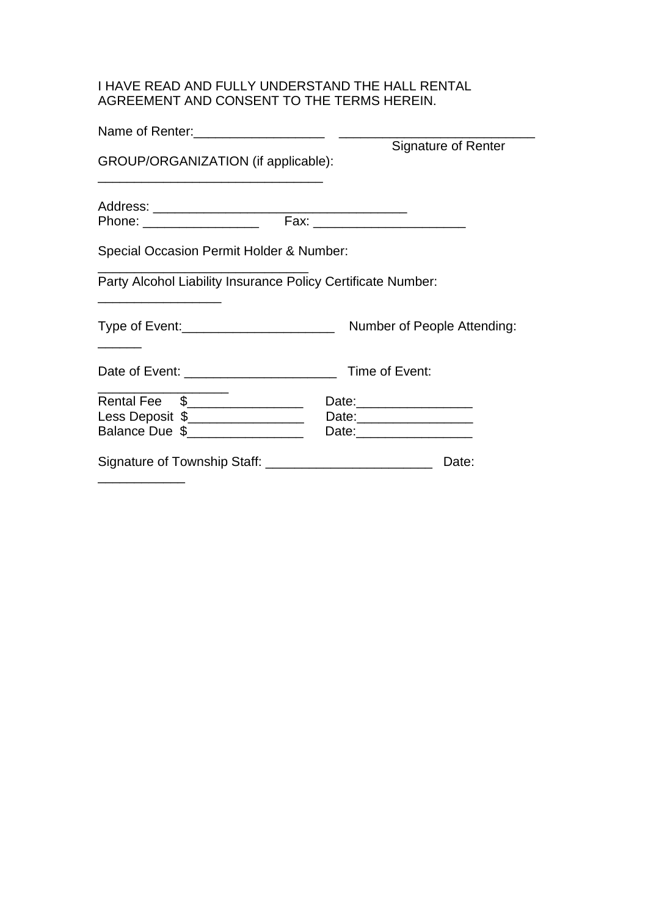I HAVE READ AND FULLY UNDERSTAND THE HALL RENTAL AGREEMENT AND CONSENT TO THE TERMS HEREIN.

Name of Renter:__________________ ___________________________
Signature of Renter

GROUP/ORGANIZATION (if applicable): _______________________________

Address: ___________________________________
Phone: ________________ Fax: _____________________

Special Occasion Permit Holder & Number: _____________________________

Party Alcohol Liability Insurance Policy Certificate Number: _________________

Type of Event:_____________________ Number of People Attending: ______

Date of Event: _____________________ Time of Event: __________________

Rental Fee $________________ Date:________________
Less Deposit $________________ Date:________________
Balance Due $________________ Date:________________

Signature of Township Staff: _______________________ Date: ____________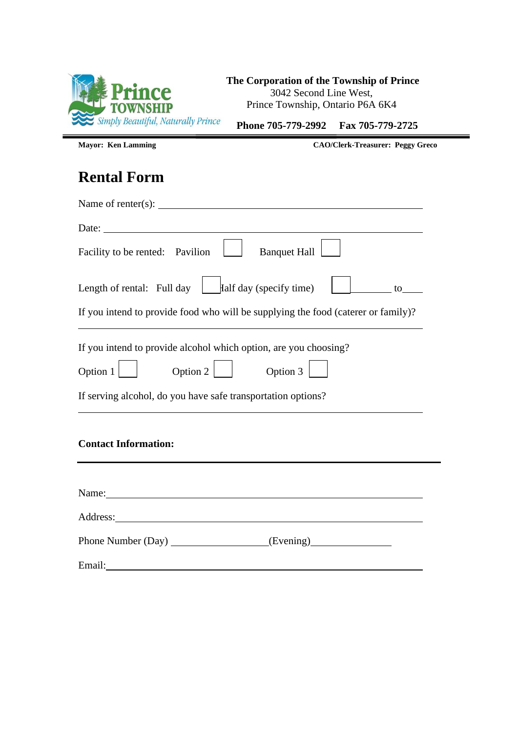**The Corporation of the Township of Prince**
3042 Second Line West,
Prince Township, Ontario P6A 6K4

**Phone 705-779-2992  Fax 705-779-2725**

**Mayor: Ken Lamming**  **CAO/Clerk-Treasurer: Peggy Greco**

# Rental Form

Name of renter(s): ____________________________________________

Date: ____________________________________________

Facility to be rented: Pavilion ☐ Banquet Hall ☐

Length of rental: Full day ☐ Half day (specify time) ☐ ________ to____

If you intend to provide food who will be supplying the food (caterer or family)?

____________________________________________

If you intend to provide alcohol which option, are you choosing?

Option 1 ☐ Option 2 ☐ Option 3 ☐

If serving alcohol, do you have safe transportation options?

____________________________________________

**Contact Information:**

---

Name:____________________________________________

Address:____________________________________________

Phone Number (Day) __________________(Evening)________________

Email:____________________________________________